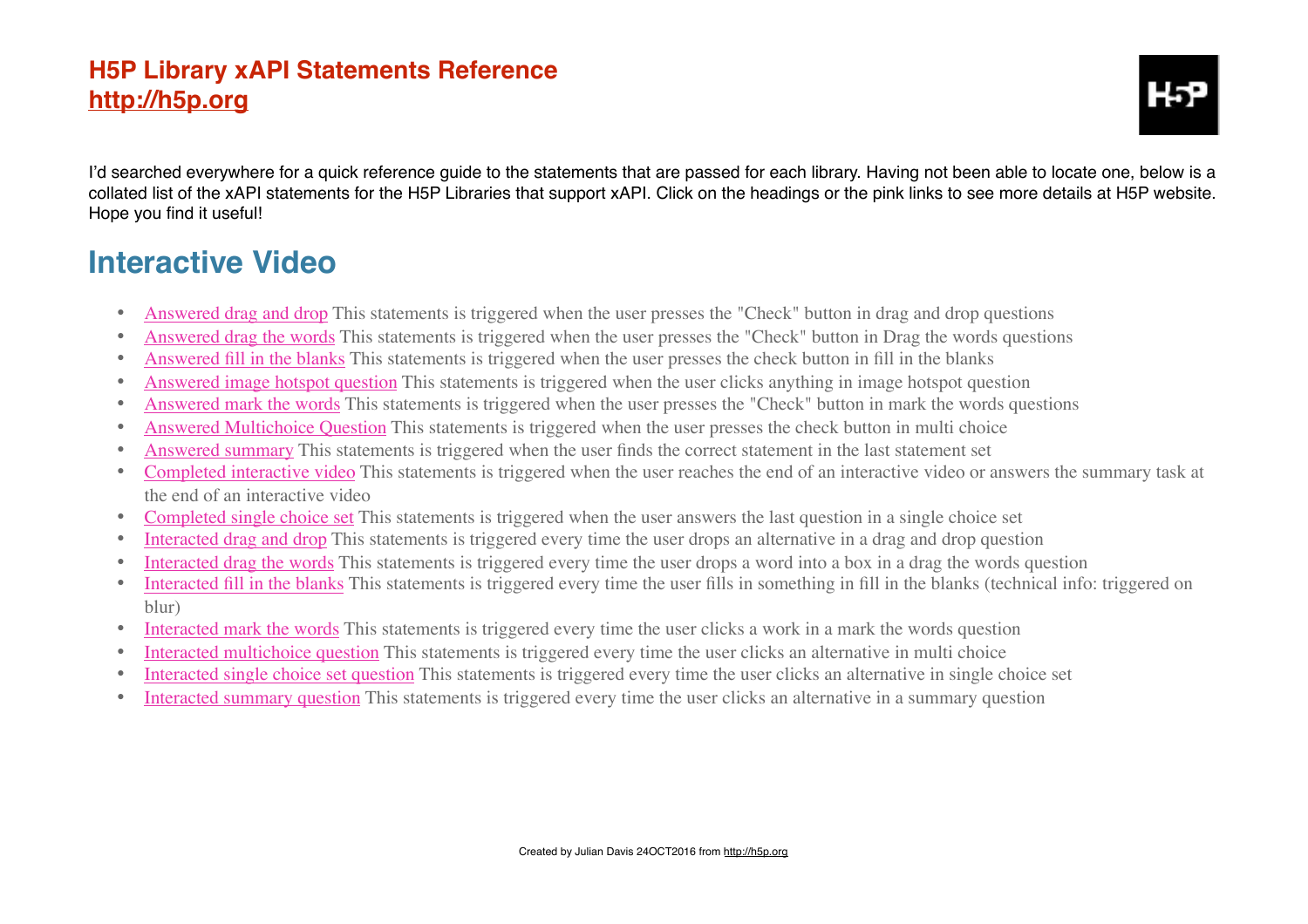# H5P Library xAPI Statements Reference
**http://h5p.org**

I'd searched everywhere for a quick reference guide to the statements that are passed for each library. Having not been able to locate one, below is a collated list of the xAPI statements for the H5P Libraries that support xAPI. Click on the headings or the pink links to see more details at H5P website. Hope you find it useful!

## Interactive Video

- Answered drag and drop This statements is triggered when the user presses the "Check" button in drag and drop questions
- Answered drag the words This statements is triggered when the user presses the "Check" button in Drag the words questions
- Answered fill in the blanks This statements is triggered when the user presses the check button in fill in the blanks
- Answered image hotspot question This statements is triggered when the user clicks anything in image hotspot question
- Answered mark the words This statements is triggered when the user presses the "Check" button in mark the words questions
- Answered Multichoice Question This statements is triggered when the user presses the check button in multi choice
- Answered summary This statements is triggered when the user finds the correct statement in the last statement set
- Completed interactive video This statements is triggered when the user reaches the end of an interactive video or answers the summary task at the end of an interactive video
- Completed single choice set This statements is triggered when the user answers the last question in a single choice set
- Interacted drag and drop This statements is triggered every time the user drops an alternative in a drag and drop question
- Interacted drag the words This statements is triggered every time the user drops a word into a box in a drag the words question
- Interacted fill in the blanks This statements is triggered every time the user fills in something in fill in the blanks (technical info: triggered on blur)
- Interacted mark the words This statements is triggered every time the user clicks a work in a mark the words question
- Interacted multichoice question This statements is triggered every time the user clicks an alternative in multi choice
- Interacted single choice set question This statements is triggered every time the user clicks an alternative in single choice set
- Interacted summary question This statements is triggered every time the user clicks an alternative in a summary question

Created by Julian Davis 24OCT2016 from http://h5p.org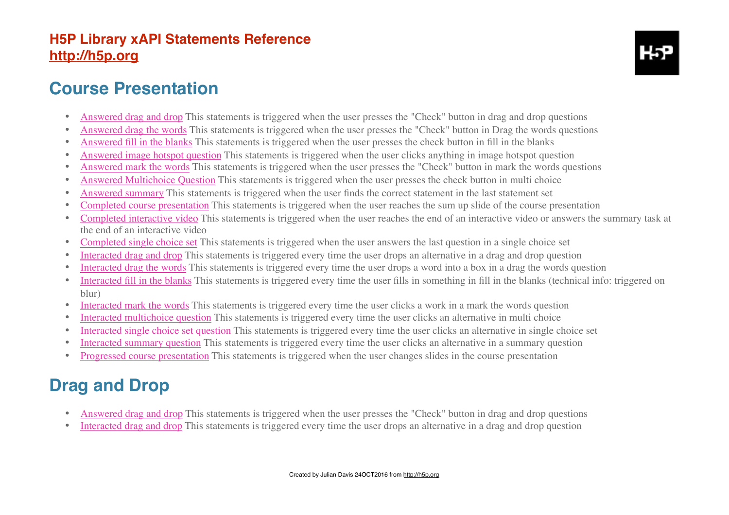## H5P Library xAPI Statements Reference
## http://h5p.org

# Course Presentation

- Answered drag and drop This statements is triggered when the user presses the "Check" button in drag and drop questions
- Answered drag the words This statements is triggered when the user presses the "Check" button in Drag the words questions
- Answered fill in the blanks This statements is triggered when the user presses the check button in fill in the blanks
- Answered image hotspot question This statements is triggered when the user clicks anything in image hotspot question
- Answered mark the words This statements is triggered when the user presses the "Check" button in mark the words questions
- Answered Multichoice Question This statements is triggered when the user presses the check button in multi choice
- Answered summary This statements is triggered when the user finds the correct statement in the last statement set
- Completed course presentation This statements is triggered when the user reaches the sum up slide of the course presentation
- Completed interactive video This statements is triggered when the user reaches the end of an interactive video or answers the summary task at the end of an interactive video
- Completed single choice set This statements is triggered when the user answers the last question in a single choice set
- Interacted drag and drop This statements is triggered every time the user drops an alternative in a drag and drop question
- Interacted drag the words This statements is triggered every time the user drops a word into a box in a drag the words question
- Interacted fill in the blanks This statements is triggered every time the user fills in something in fill in the blanks (technical info: triggered on blur)
- Interacted mark the words This statements is triggered every time the user clicks a work in a mark the words question
- Interacted multichoice question This statements is triggered every time the user clicks an alternative in multi choice
- Interacted single choice set question This statements is triggered every time the user clicks an alternative in single choice set
- Interacted summary question This statements is triggered every time the user clicks an alternative in a summary question
- Progressed course presentation This statements is triggered when the user changes slides in the course presentation

# Drag and Drop

- Answered drag and drop This statements is triggered when the user presses the "Check" button in drag and drop questions
- Interacted drag and drop This statements is triggered every time the user drops an alternative in a drag and drop question

Created by Julian Davis 24OCT2016 from http://h5p.org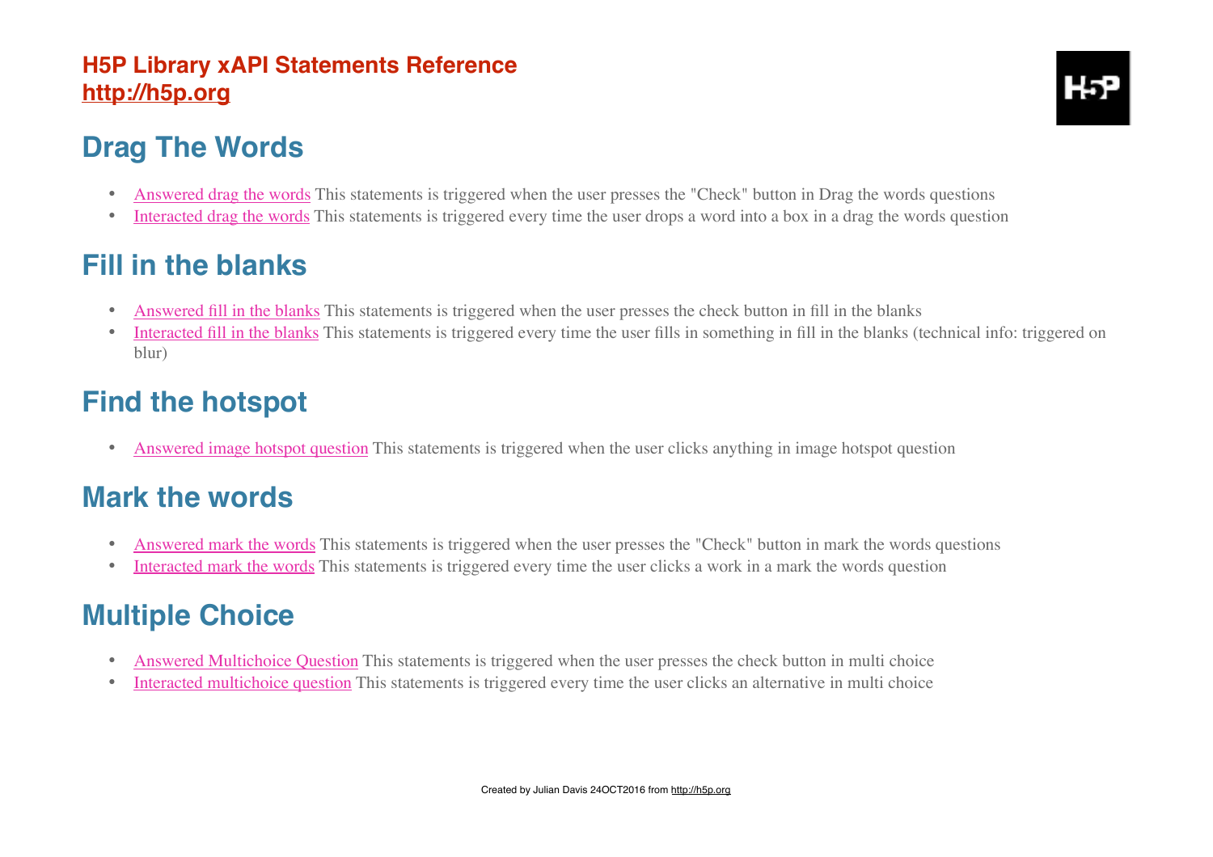**H5P Library xAPI Statements Reference**
**http://h5p.org**

## Drag The Words

- Answered drag the words This statements is triggered when the user presses the "Check" button in Drag the words questions
- Interacted drag the words This statements is triggered every time the user drops a word into a box in a drag the words question

## Fill in the blanks

- Answered fill in the blanks This statements is triggered when the user presses the check button in fill in the blanks
- Interacted fill in the blanks This statements is triggered every time the user fills in something in fill in the blanks (technical info: triggered on blur)

## Find the hotspot

- Answered image hotspot question This statements is triggered when the user clicks anything in image hotspot question

## Mark the words

- Answered mark the words This statements is triggered when the user presses the "Check" button in mark the words questions
- Interacted mark the words This statements is triggered every time the user clicks a work in a mark the words question

## Multiple Choice

- Answered Multichoice Question This statements is triggered when the user presses the check button in multi choice
- Interacted multichoice question This statements is triggered every time the user clicks an alternative in multi choice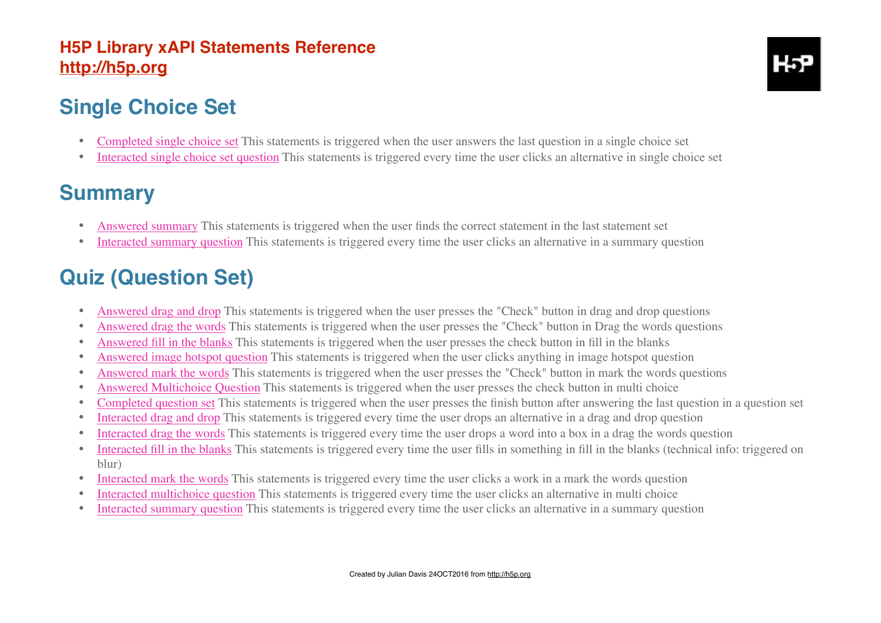## H5P Library xAPI Statements Reference
## http://h5p.org

# Single Choice Set

- Completed single choice set This statements is triggered when the user answers the last question in a single choice set
- Interacted single choice set question This statements is triggered every time the user clicks an alternative in single choice set

# Summary

- Answered summary This statements is triggered when the user finds the correct statement in the last statement set
- Interacted summary question This statements is triggered every time the user clicks an alternative in a summary question

# Quiz (Question Set)

- Answered drag and drop This statements is triggered when the user presses the "Check" button in drag and drop questions
- Answered drag the words This statements is triggered when the user presses the "Check" button in Drag the words questions
- Answered fill in the blanks This statements is triggered when the user presses the check button in fill in the blanks
- Answered image hotspot question This statements is triggered when the user clicks anything in image hotspot question
- Answered mark the words This statements is triggered when the user presses the "Check" button in mark the words questions
- Answered Multichoice Question This statements is triggered when the user presses the check button in multi choice
- Completed question set This statements is triggered when the user presses the finish button after answering the last question in a question set
- Interacted drag and drop This statements is triggered every time the user drops an alternative in a drag and drop question
- Interacted drag the words This statements is triggered every time the user drops a word into a box in a drag the words question
- Interacted fill in the blanks This statements is triggered every time the user fills in something in fill in the blanks (technical info: triggered on blur)
- Interacted mark the words This statements is triggered every time the user clicks a work in a mark the words question
- Interacted multichoice question This statements is triggered every time the user clicks an alternative in multi choice
- Interacted summary question This statements is triggered every time the user clicks an alternative in a summary question

Created by Julian Davis 24OCT2016 from http://h5p.org